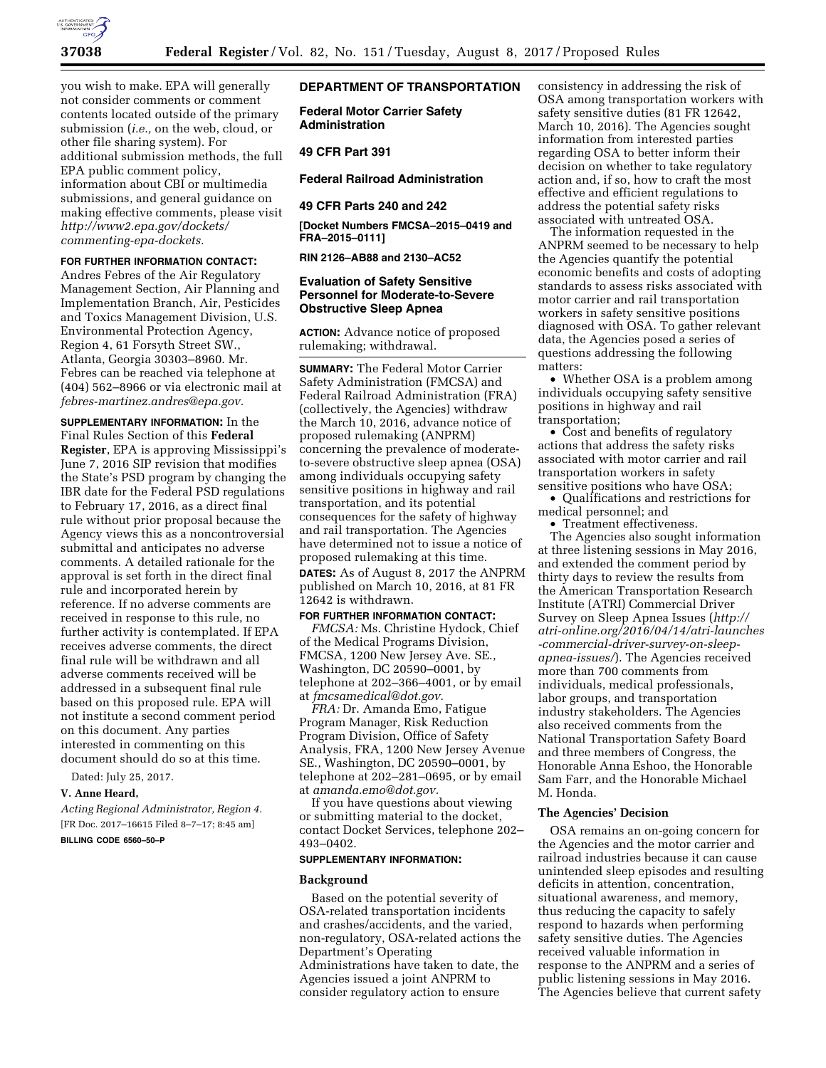you wish to make. EPA will generally not consider comments or comment contents located outside of the primary submission (*i.e.,* on the web, cloud, or other file sharing system). For additional submission methods, the full EPA public comment policy, information about CBI or multimedia submissions, and general guidance on making effective comments, please visit *http://www2.epa.gov/dockets/commenting-epa-dockets.*

**FOR FURTHER INFORMATION CONTACT:** Andres Febres of the Air Regulatory Management Section, Air Planning and Implementation Branch, Air, Pesticides and Toxics Management Division, U.S. Environmental Protection Agency, Region 4, 61 Forsyth Street SW., Atlanta, Georgia 30303–8960. Mr. Febres can be reached via telephone at (404) 562–8966 or via electronic mail at *febres-martinez.andres@epa.gov.*

**SUPPLEMENTARY INFORMATION:** In the Final Rules Section of this **Federal Register**, EPA is approving Mississippi's June 7, 2016 SIP revision that modifies the State's PSD program by changing the IBR date for the Federal PSD regulations to February 17, 2016, as a direct final rule without prior proposal because the Agency views this as a noncontroversial submittal and anticipates no adverse comments. A detailed rationale for the approval is set forth in the direct final rule and incorporated herein by reference. If no adverse comments are received in response to this rule, no further activity is contemplated. If EPA receives adverse comments, the direct final rule will be withdrawn and all adverse comments received will be addressed in a subsequent final rule based on this proposed rule. EPA will not institute a second comment period on this document. Any parties interested in commenting on this document should do so at this time.

Dated: July 25, 2017.

**V. Anne Heard,**

*Acting Regional Administrator, Region 4.*

[FR Doc. 2017–16615 Filed 8–7–17; 8:45 am]

**BILLING CODE 6560–50–P**

## DEPARTMENT OF TRANSPORTATION

### Federal Motor Carrier Safety Administration

### 49 CFR Part 391

### Federal Railroad Administration

### 49 CFR Parts 240 and 242

**[Docket Numbers FMCSA–2015–0419 and FRA–2015–0111]**

**RIN 2126–AB88 and 2130–AC52**

### Evaluation of Safety Sensitive Personnel for Moderate-to-Severe Obstructive Sleep Apnea

**ACTION:** Advance notice of proposed rulemaking; withdrawal.

**SUMMARY:** The Federal Motor Carrier Safety Administration (FMCSA) and Federal Railroad Administration (FRA) (collectively, the Agencies) withdraw the March 10, 2016, advance notice of proposed rulemaking (ANPRM) concerning the prevalence of moderate-to-severe obstructive sleep apnea (OSA) among individuals occupying safety sensitive positions in highway and rail transportation, and its potential consequences for the safety of highway and rail transportation. The Agencies have determined not to issue a notice of proposed rulemaking at this time.

**DATES:** As of August 8, 2017 the ANPRM published on March 10, 2016, at 81 FR 12642 is withdrawn.

**FOR FURTHER INFORMATION CONTACT:**

*FMCSA:* Ms. Christine Hydock, Chief of the Medical Programs Division, FMCSA, 1200 New Jersey Ave. SE., Washington, DC 20590–0001, by telephone at 202–366–4001, or by email at *fmcsamedical@dot.gov.*

*FRA:* Dr. Amanda Emo, Fatigue Program Manager, Risk Reduction Program Division, Office of Safety Analysis, FRA, 1200 New Jersey Avenue SE., Washington, DC 20590–0001, by telephone at 202–281–0695, or by email at *amanda.emo@dot.gov.*

If you have questions about viewing or submitting material to the docket, contact Docket Services, telephone 202–493–0402.

**SUPPLEMENTARY INFORMATION:**

#### Background

Based on the potential severity of OSA-related transportation incidents and crashes/accidents, and the varied, non-regulatory, OSA-related actions the Department's Operating Administrations have taken to date, the Agencies issued a joint ANPRM to consider regulatory action to ensure consistency in addressing the risk of OSA among transportation workers with safety sensitive duties (81 FR 12642, March 10, 2016). The Agencies sought information from interested parties regarding OSA to better inform their decision on whether to take regulatory action and, if so, how to craft the most effective and efficient regulations to address the potential safety risks associated with untreated OSA.

The information requested in the ANPRM seemed to be necessary to help the Agencies quantify the potential economic benefits and costs of adopting standards to assess risks associated with motor carrier and rail transportation workers in safety sensitive positions diagnosed with OSA. To gather relevant data, the Agencies posed a series of questions addressing the following matters:

- Whether OSA is a problem among individuals occupying safety sensitive positions in highway and rail transportation;
- Cost and benefits of regulatory actions that address the safety risks associated with motor carrier and rail transportation workers in safety sensitive positions who have OSA;
- Qualifications and restrictions for medical personnel; and
- Treatment effectiveness.

The Agencies also sought information at three listening sessions in May 2016, and extended the comment period by thirty days to review the results from the American Transportation Research Institute (ATRI) Commercial Driver Survey on Sleep Apnea Issues (*http://atri-online.org/2016/04/14/atri-launches-commercial-driver-survey-on-sleep-apnea-issues/*). The Agencies received more than 700 comments from individuals, medical professionals, labor groups, and transportation industry stakeholders. The Agencies also received comments from the National Transportation Safety Board and three members of Congress, the Honorable Anna Eshoo, the Honorable Sam Farr, and the Honorable Michael M. Honda.

#### The Agencies' Decision

OSA remains an on-going concern for the Agencies and the motor carrier and railroad industries because it can cause unintended sleep episodes and resulting deficits in attention, concentration, situational awareness, and memory, thus reducing the capacity to safely respond to hazards when performing safety sensitive duties. The Agencies received valuable information in response to the ANPRM and a series of public listening sessions in May 2016. The Agencies believe that current safety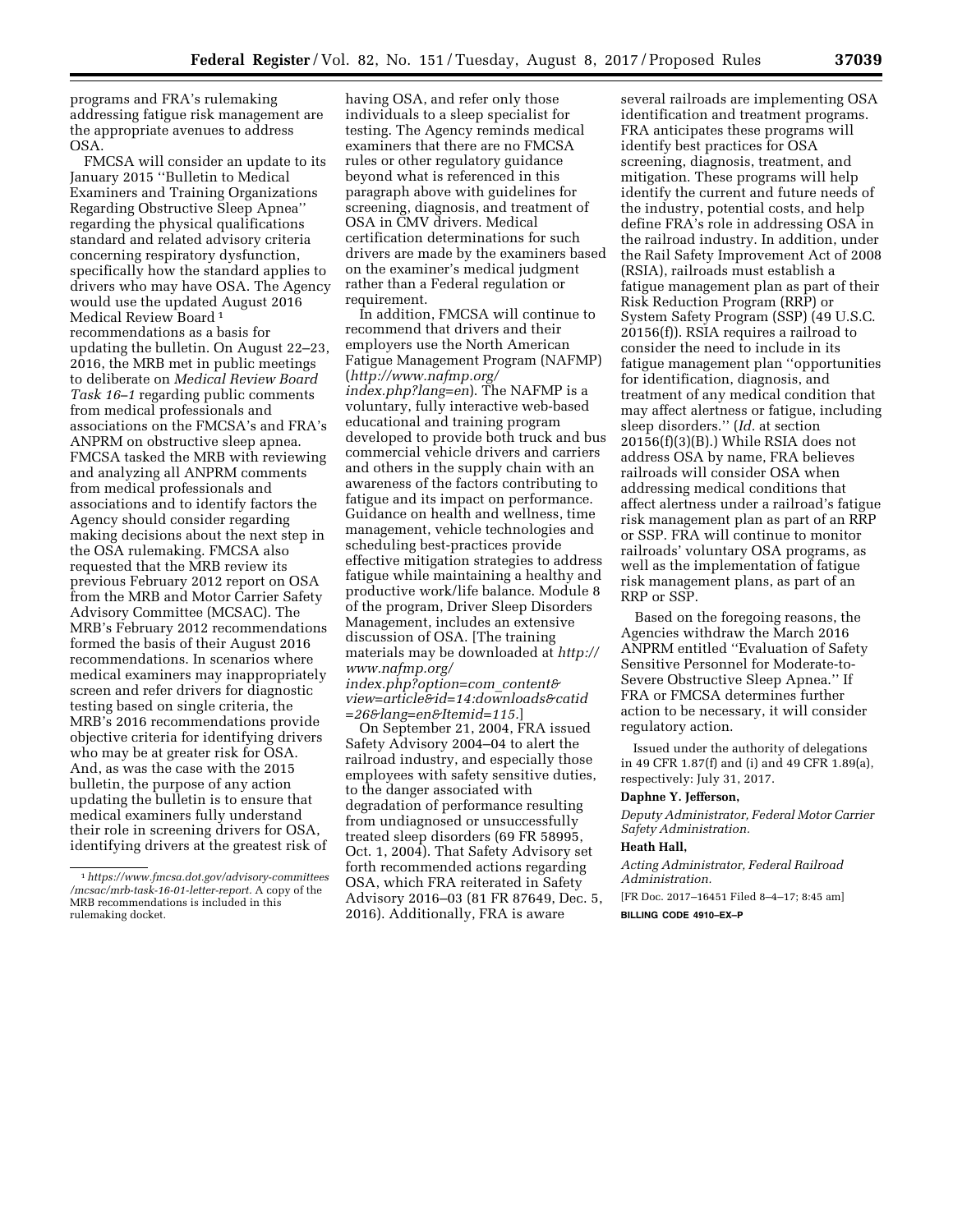programs and FRA's rulemaking addressing fatigue risk management are the appropriate avenues to address OSA.

FMCSA will consider an update to its January 2015 ''Bulletin to Medical Examiners and Training Organizations Regarding Obstructive Sleep Apnea'' regarding the physical qualifications standard and related advisory criteria concerning respiratory dysfunction, specifically how the standard applies to drivers who may have OSA. The Agency would use the updated August 2016 Medical Review Board [1] recommendations as a basis for updating the bulletin. On August 22–23, 2016, the MRB met in public meetings to deliberate on *Medical Review Board Task 16–1* regarding public comments from medical professionals and associations on the FMCSA's and FRA's ANPRM on obstructive sleep apnea. FMCSA tasked the MRB with reviewing and analyzing all ANPRM comments from medical professionals and associations and to identify factors the Agency should consider regarding making decisions about the next step in the OSA rulemaking. FMCSA also requested that the MRB review its previous February 2012 report on OSA from the MRB and Motor Carrier Safety Advisory Committee (MCSAC). The MRB's February 2012 recommendations formed the basis of their August 2016 recommendations. In scenarios where medical examiners may inappropriately screen and refer drivers for diagnostic testing based on single criteria, the MRB's 2016 recommendations provide objective criteria for identifying drivers who may be at greater risk for OSA. And, as was the case with the 2015 bulletin, the purpose of any action updating the bulletin is to ensure that medical examiners fully understand their role in screening drivers for OSA, identifying drivers at the greatest risk of having OSA, and refer only those individuals to a sleep specialist for testing. The Agency reminds medical examiners that there are no FMCSA rules or other regulatory guidance beyond what is referenced in this paragraph above with guidelines for screening, diagnosis, and treatment of OSA in CMV drivers. Medical certification determinations for such drivers are made by the examiners based on the examiner's medical judgment rather than a Federal regulation or requirement.

In addition, FMCSA will continue to recommend that drivers and their employers use the North American Fatigue Management Program (NAFMP) (*http://www.nafmp.org/index.php?lang=en*). The NAFMP is a voluntary, fully interactive web-based educational and training program developed to provide both truck and bus commercial vehicle drivers and carriers and others in the supply chain with an awareness of the factors contributing to fatigue and its impact on performance. Guidance on health and wellness, time management, vehicle technologies and scheduling best-practices provide effective mitigation strategies to address fatigue while maintaining a healthy and productive work/life balance. Module 8 of the program, Driver Sleep Disorders Management, includes an extensive discussion of OSA. [The training materials may be downloaded at *http://www.nafmp.org/index.php?option=com_content&view=article&id=14:downloads&catid=26&lang=en&Itemid=115.*]

On September 21, 2004, FRA issued Safety Advisory 2004–04 to alert the railroad industry, and especially those employees with safety sensitive duties, to the danger associated with degradation of performance resulting from undiagnosed or unsuccessfully treated sleep disorders (69 FR 58995, Oct. 1, 2004). That Safety Advisory set forth recommended actions regarding OSA, which FRA reiterated in Safety Advisory 2016–03 (81 FR 87649, Dec. 5, 2016). Additionally, FRA is aware several railroads are implementing OSA identification and treatment programs. FRA anticipates these programs will identify best practices for OSA screening, diagnosis, treatment, and mitigation. These programs will help identify the current and future needs of the industry, potential costs, and help define FRA's role in addressing OSA in the railroad industry. In addition, under the Rail Safety Improvement Act of 2008 (RSIA), railroads must establish a fatigue management plan as part of their Risk Reduction Program (RRP) or System Safety Program (SSP) (49 U.S.C. 20156(f)). RSIA requires a railroad to consider the need to include in its fatigue management plan ''opportunities for identification, diagnosis, and treatment of any medical condition that may affect alertness or fatigue, including sleep disorders.'' (*Id.* at section 20156(f)(3)(B).) While RSIA does not address OSA by name, FRA believes railroads will consider OSA when addressing medical conditions that affect alertness under a railroad's fatigue risk management plan as part of an RRP or SSP. FRA will continue to monitor railroads' voluntary OSA programs, as well as the implementation of fatigue risk management plans, as part of an RRP or SSP.

Based on the foregoing reasons, the Agencies withdraw the March 2016 ANPRM entitled ''Evaluation of Safety Sensitive Personnel for Moderate-to-Severe Obstructive Sleep Apnea.'' If FRA or FMCSA determines further action to be necessary, it will consider regulatory action.

Issued under the authority of delegations in 49 CFR 1.87(f) and (i) and 49 CFR 1.89(a), respectively: July 31, 2017.

**Daphne Y. Jefferson,**

*Deputy Administrator, Federal Motor Carrier Safety Administration.*

**Heath Hall,**

*Acting Administrator, Federal Railroad Administration.*

[FR Doc. 2017–16451 Filed 8–4–17; 8:45 am]

**BILLING CODE 4910–EX–P**

---

[1] *https://www.fmcsa.dot.gov/advisory-committees/mcsac/mrb-task-16-01-letter-report.* A copy of the MRB recommendations is included in this rulemaking docket.